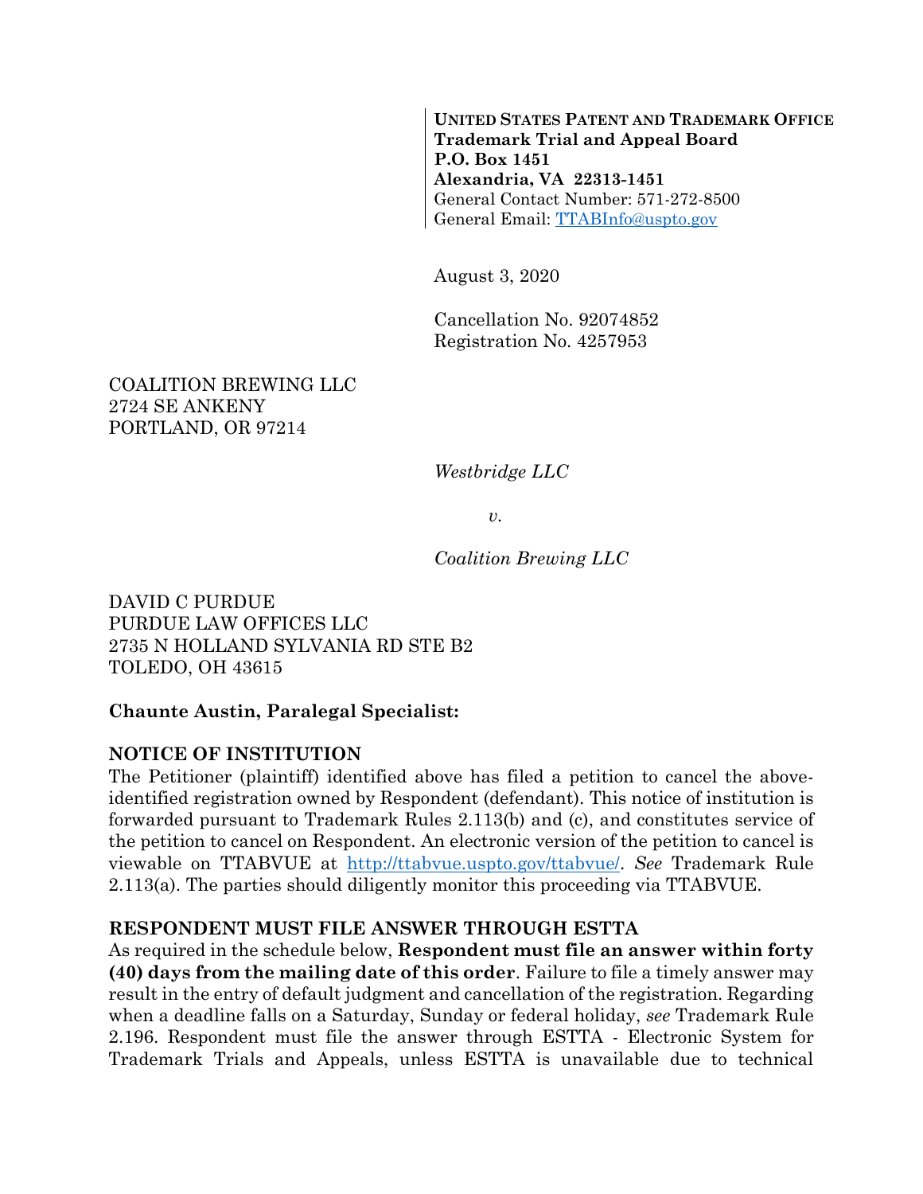**UNITED STATES PATENT AND TRADEMARK OFFICE**
**Trademark Trial and Appeal Board**
**P.O. Box 1451**
**Alexandria, VA 22313-1451**
General Contact Number: 571-272-8500
General Email: TTABInfo@uspto.gov

August 3, 2020

Cancellation No. 92074852
Registration No. 4257953

COALITION BREWING LLC
2724 SE ANKENY
PORTLAND, OR 97214

*Westbridge LLC*

*v.*

*Coalition Brewing LLC*

DAVID C PURDUE
PURDUE LAW OFFICES LLC
2735 N HOLLAND SYLVANIA RD STE B2
TOLEDO, OH 43615

**Chaunte Austin, Paralegal Specialist:**

**NOTICE OF INSTITUTION**

The Petitioner (plaintiff) identified above has filed a petition to cancel the above-identified registration owned by Respondent (defendant). This notice of institution is forwarded pursuant to Trademark Rules 2.113(b) and (c), and constitutes service of the petition to cancel on Respondent. An electronic version of the petition to cancel is viewable on TTABVUE at http://ttabvue.uspto.gov/ttabvue/. *See* Trademark Rule 2.113(a). The parties should diligently monitor this proceeding via TTABVUE.

**RESPONDENT MUST FILE ANSWER THROUGH ESTTA**

As required in the schedule below, **Respondent must file an answer within forty (40) days from the mailing date of this order**. Failure to file a timely answer may result in the entry of default judgment and cancellation of the registration. Regarding when a deadline falls on a Saturday, Sunday or federal holiday, *see* Trademark Rule 2.196. Respondent must file the answer through ESTTA - Electronic System for Trademark Trials and Appeals, unless ESTTA is unavailable due to technical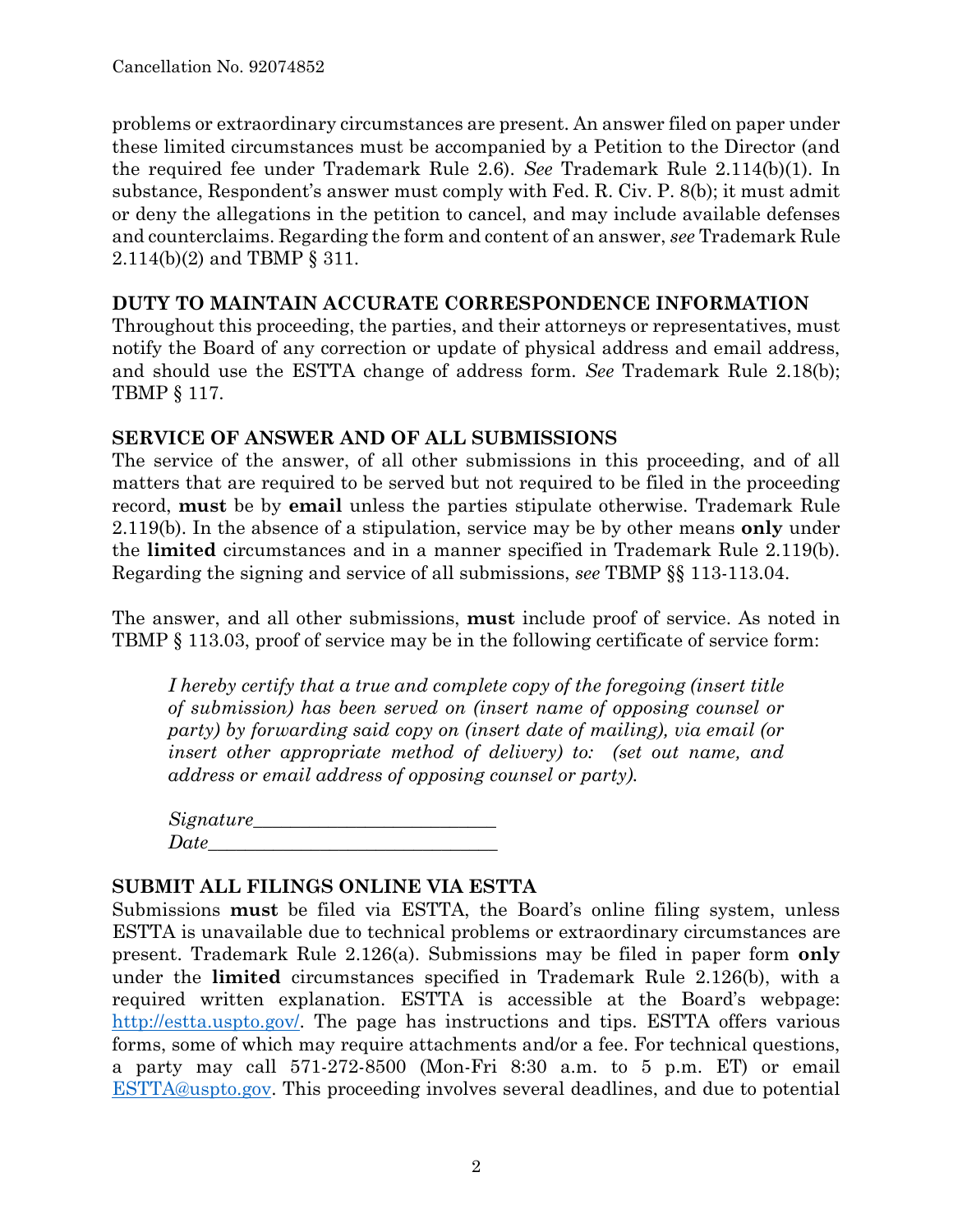problems or extraordinary circumstances are present. An answer filed on paper under these limited circumstances must be accompanied by a Petition to the Director (and the required fee under Trademark Rule 2.6). *See* Trademark Rule 2.114(b)(1). In substance, Respondent's answer must comply with Fed. R. Civ. P. 8(b); it must admit or deny the allegations in the petition to cancel, and may include available defenses and counterclaims. Regarding the form and content of an answer, *see* Trademark Rule 2.114(b)(2) and TBMP § 311.

## DUTY TO MAINTAIN ACCURATE CORRESPONDENCE INFORMATION

Throughout this proceeding, the parties, and their attorneys or representatives, must notify the Board of any correction or update of physical address and email address, and should use the ESTTA change of address form. *See* Trademark Rule 2.18(b); TBMP § 117.

## SERVICE OF ANSWER AND OF ALL SUBMISSIONS

The service of the answer, of all other submissions in this proceeding, and of all matters that are required to be served but not required to be filed in the proceeding record, **must** be by **email** unless the parties stipulate otherwise. Trademark Rule 2.119(b). In the absence of a stipulation, service may be by other means **only** under the **limited** circumstances and in a manner specified in Trademark Rule 2.119(b). Regarding the signing and service of all submissions, *see* TBMP §§ 113-113.04.

The answer, and all other submissions, **must** include proof of service. As noted in TBMP § 113.03, proof of service may be in the following certificate of service form:

> *I hereby certify that a true and complete copy of the foregoing (insert title of submission) has been served on (insert name of opposing counsel or party) by forwarding said copy on (insert date of mailing), via email (or insert other appropriate method of delivery) to: (set out name, and address or email address of opposing counsel or party).*
>
> *Signature*\_\_\_\_\_\_\_\_\_\_\_\_\_\_\_\_\_\_\_\_\_\_\_\_\_\_
> *Date*\_\_\_\_\_\_\_\_\_\_\_\_\_\_\_\_\_\_\_\_\_\_\_\_\_\_\_\_\_\_\_

## SUBMIT ALL FILINGS ONLINE VIA ESTTA

Submissions **must** be filed via ESTTA, the Board's online filing system, unless ESTTA is unavailable due to technical problems or extraordinary circumstances are present. Trademark Rule 2.126(a). Submissions may be filed in paper form **only** under the **limited** circumstances specified in Trademark Rule 2.126(b), with a required written explanation. ESTTA is accessible at the Board's webpage: http://estta.uspto.gov/. The page has instructions and tips. ESTTA offers various forms, some of which may require attachments and/or a fee. For technical questions, a party may call 571-272-8500 (Mon-Fri 8:30 a.m. to 5 p.m. ET) or email ESTTA@uspto.gov. This proceeding involves several deadlines, and due to potential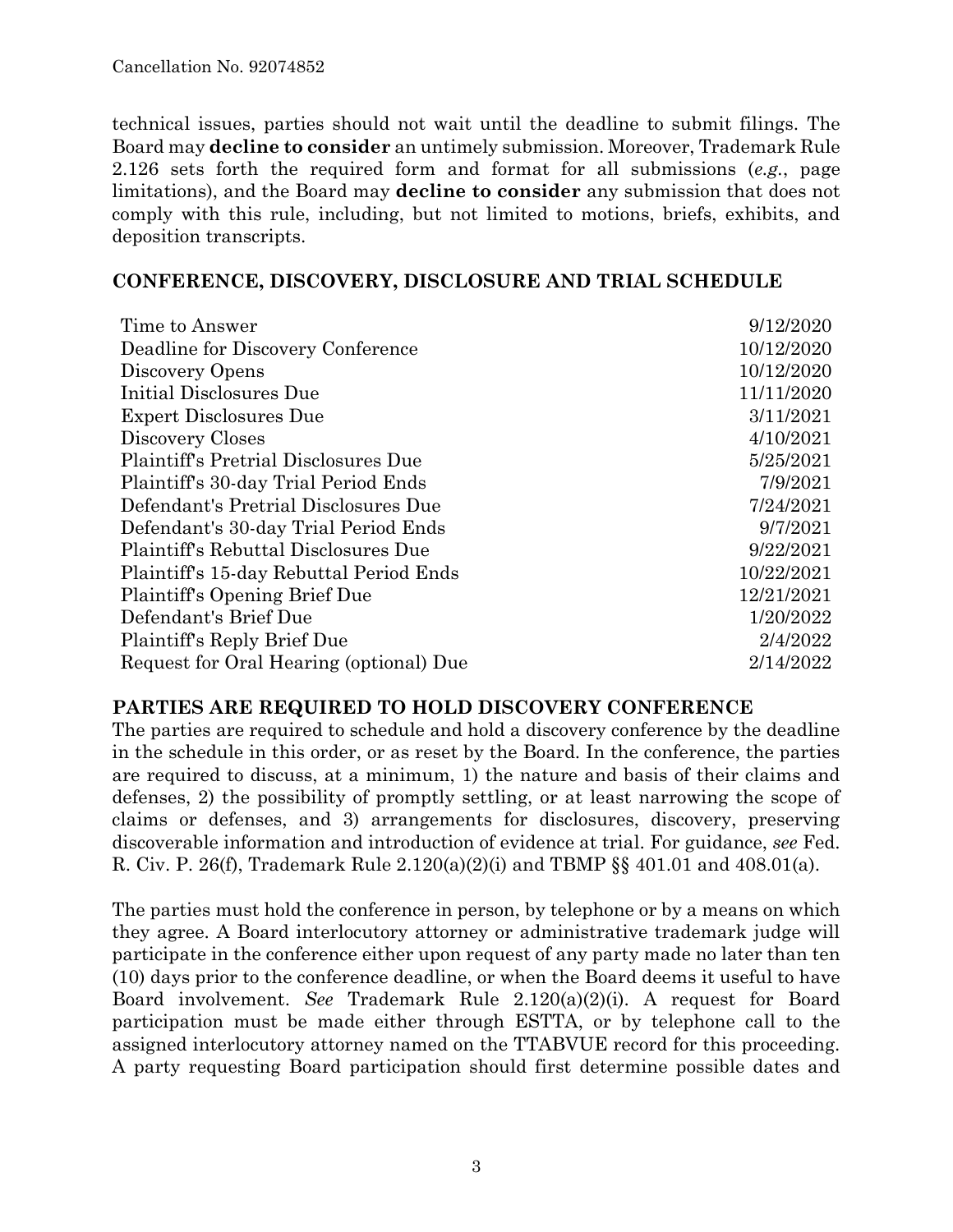technical issues, parties should not wait until the deadline to submit filings. The Board may **decline to consider** an untimely submission. Moreover, Trademark Rule 2.126 sets forth the required form and format for all submissions (*e.g.*, page limitations), and the Board may **decline to consider** any submission that does not comply with this rule, including, but not limited to motions, briefs, exhibits, and deposition transcripts.

## CONFERENCE, DISCOVERY, DISCLOSURE AND TRIAL SCHEDULE

| | |
|---|---|
| Time to Answer | 9/12/2020 |
| Deadline for Discovery Conference | 10/12/2020 |
| Discovery Opens | 10/12/2020 |
| Initial Disclosures Due | 11/11/2020 |
| Expert Disclosures Due | 3/11/2021 |
| Discovery Closes | 4/10/2021 |
| Plaintiff's Pretrial Disclosures Due | 5/25/2021 |
| Plaintiff's 30-day Trial Period Ends | 7/9/2021 |
| Defendant's Pretrial Disclosures Due | 7/24/2021 |
| Defendant's 30-day Trial Period Ends | 9/7/2021 |
| Plaintiff's Rebuttal Disclosures Due | 9/22/2021 |
| Plaintiff's 15-day Rebuttal Period Ends | 10/22/2021 |
| Plaintiff's Opening Brief Due | 12/21/2021 |
| Defendant's Brief Due | 1/20/2022 |
| Plaintiff's Reply Brief Due | 2/4/2022 |
| Request for Oral Hearing (optional) Due | 2/14/2022 |

## PARTIES ARE REQUIRED TO HOLD DISCOVERY CONFERENCE

The parties are required to schedule and hold a discovery conference by the deadline in the schedule in this order, or as reset by the Board. In the conference, the parties are required to discuss, at a minimum, 1) the nature and basis of their claims and defenses, 2) the possibility of promptly settling, or at least narrowing the scope of claims or defenses, and 3) arrangements for disclosures, discovery, preserving discoverable information and introduction of evidence at trial. For guidance, *see* Fed. R. Civ. P. 26(f), Trademark Rule 2.120(a)(2)(i) and TBMP §§ 401.01 and 408.01(a).

The parties must hold the conference in person, by telephone or by a means on which they agree. A Board interlocutory attorney or administrative trademark judge will participate in the conference either upon request of any party made no later than ten (10) days prior to the conference deadline, or when the Board deems it useful to have Board involvement. *See* Trademark Rule 2.120(a)(2)(i). A request for Board participation must be made either through ESTTA, or by telephone call to the assigned interlocutory attorney named on the TTABVUE record for this proceeding. A party requesting Board participation should first determine possible dates and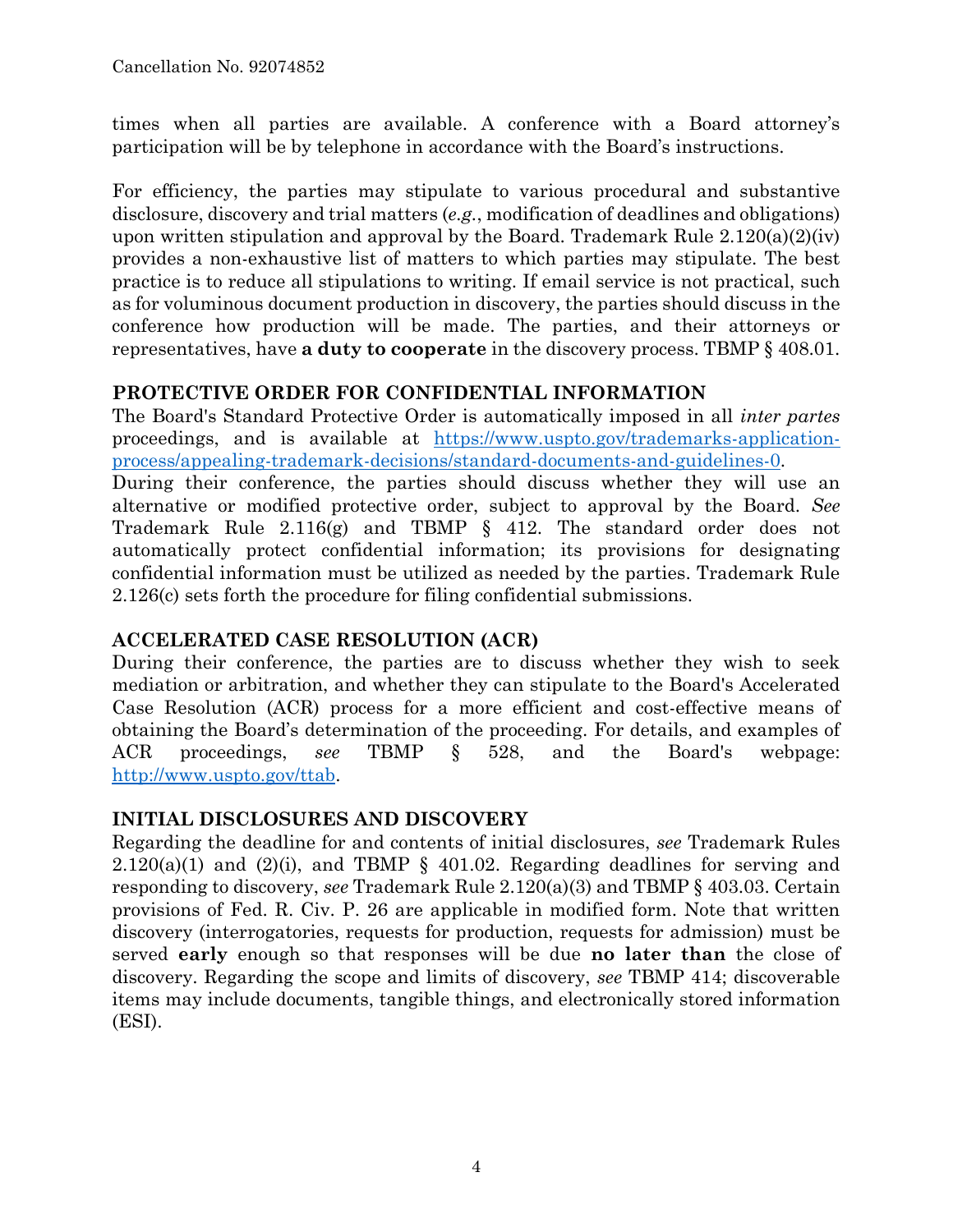times when all parties are available. A conference with a Board attorney's participation will be by telephone in accordance with the Board's instructions.

For efficiency, the parties may stipulate to various procedural and substantive disclosure, discovery and trial matters (*e.g.*, modification of deadlines and obligations) upon written stipulation and approval by the Board. Trademark Rule 2.120(a)(2)(iv) provides a non-exhaustive list of matters to which parties may stipulate. The best practice is to reduce all stipulations to writing. If email service is not practical, such as for voluminous document production in discovery, the parties should discuss in the conference how production will be made. The parties, and their attorneys or representatives, have **a duty to cooperate** in the discovery process. TBMP § 408.01.

## PROTECTIVE ORDER FOR CONFIDENTIAL INFORMATION

The Board's Standard Protective Order is automatically imposed in all *inter partes* proceedings, and is available at [https://www.uspto.gov/trademarks-application-process/appealing-trademark-decisions/standard-documents-and-guidelines-0](https://www.uspto.gov/trademarks-application-process/appealing-trademark-decisions/standard-documents-and-guidelines-0).
During their conference, the parties should discuss whether they will use an alternative or modified protective order, subject to approval by the Board. *See* Trademark Rule 2.116(g) and TBMP § 412. The standard order does not automatically protect confidential information; its provisions for designating confidential information must be utilized as needed by the parties. Trademark Rule 2.126(c) sets forth the procedure for filing confidential submissions.

## ACCELERATED CASE RESOLUTION (ACR)

During their conference, the parties are to discuss whether they wish to seek mediation or arbitration, and whether they can stipulate to the Board's Accelerated Case Resolution (ACR) process for a more efficient and cost-effective means of obtaining the Board's determination of the proceeding. For details, and examples of ACR proceedings, *see* TBMP § 528, and the Board's webpage: [http://www.uspto.gov/ttab](http://www.uspto.gov/ttab).

## INITIAL DISCLOSURES AND DISCOVERY

Regarding the deadline for and contents of initial disclosures, *see* Trademark Rules 2.120(a)(1) and (2)(i), and TBMP § 401.02. Regarding deadlines for serving and responding to discovery, *see* Trademark Rule 2.120(a)(3) and TBMP § 403.03. Certain provisions of Fed. R. Civ. P. 26 are applicable in modified form. Note that written discovery (interrogatories, requests for production, requests for admission) must be served **early** enough so that responses will be due **no later than** the close of discovery. Regarding the scope and limits of discovery, *see* TBMP 414; discoverable items may include documents, tangible things, and electronically stored information (ESI).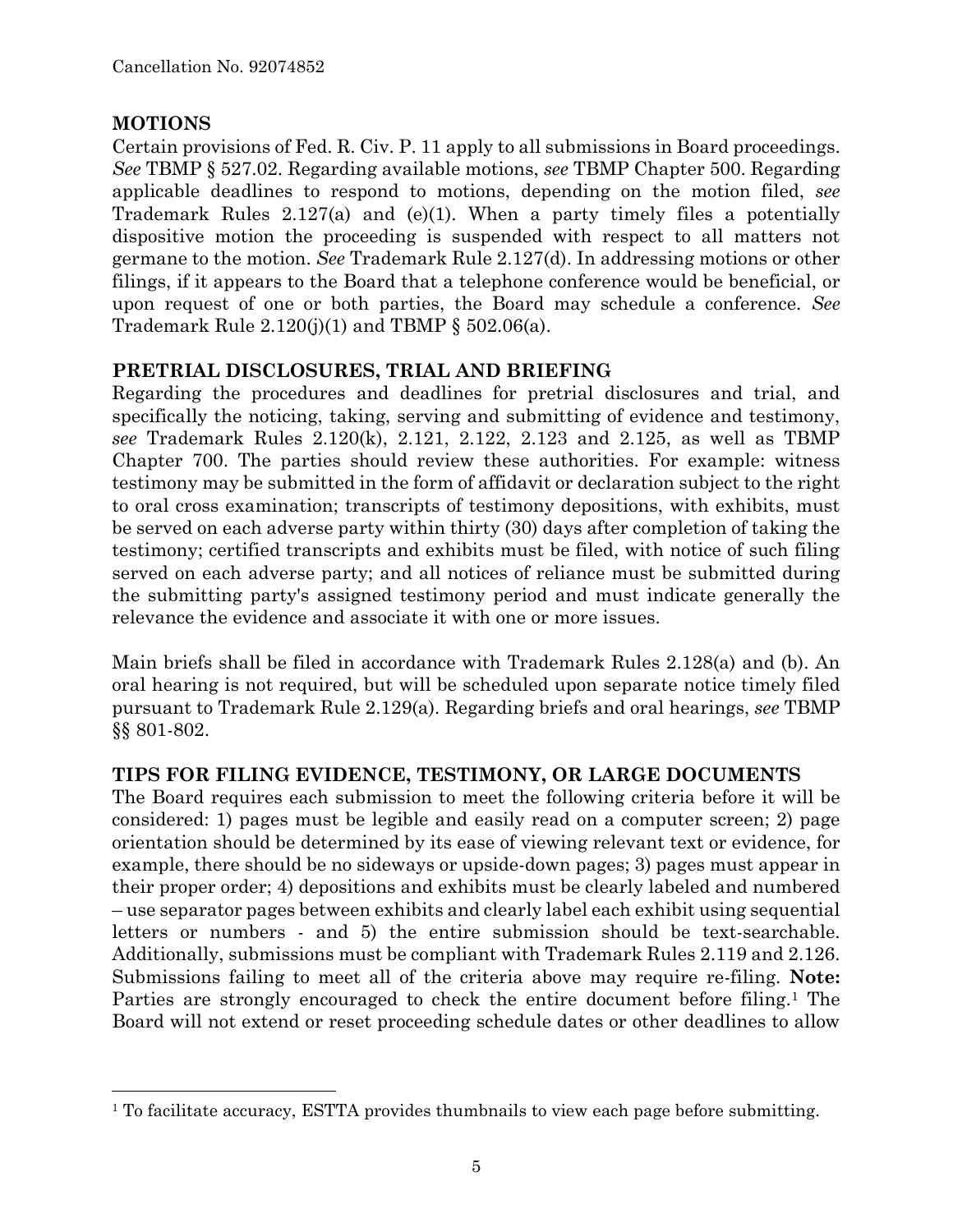## MOTIONS

Certain provisions of Fed. R. Civ. P. 11 apply to all submissions in Board proceedings. *See* TBMP § 527.02. Regarding available motions, *see* TBMP Chapter 500. Regarding applicable deadlines to respond to motions, depending on the motion filed, *see* Trademark Rules 2.127(a) and (e)(1). When a party timely files a potentially dispositive motion the proceeding is suspended with respect to all matters not germane to the motion. *See* Trademark Rule 2.127(d). In addressing motions or other filings, if it appears to the Board that a telephone conference would be beneficial, or upon request of one or both parties, the Board may schedule a conference. *See* Trademark Rule 2.120(j)(1) and TBMP § 502.06(a).

## PRETRIAL DISCLOSURES, TRIAL AND BRIEFING

Regarding the procedures and deadlines for pretrial disclosures and trial, and specifically the noticing, taking, serving and submitting of evidence and testimony, *see* Trademark Rules 2.120(k), 2.121, 2.122, 2.123 and 2.125, as well as TBMP Chapter 700. The parties should review these authorities. For example: witness testimony may be submitted in the form of affidavit or declaration subject to the right to oral cross examination; transcripts of testimony depositions, with exhibits, must be served on each adverse party within thirty (30) days after completion of taking the testimony; certified transcripts and exhibits must be filed, with notice of such filing served on each adverse party; and all notices of reliance must be submitted during the submitting party's assigned testimony period and must indicate generally the relevance the evidence and associate it with one or more issues.

Main briefs shall be filed in accordance with Trademark Rules 2.128(a) and (b). An oral hearing is not required, but will be scheduled upon separate notice timely filed pursuant to Trademark Rule 2.129(a). Regarding briefs and oral hearings, *see* TBMP §§ 801-802.

## TIPS FOR FILING EVIDENCE, TESTIMONY, OR LARGE DOCUMENTS

The Board requires each submission to meet the following criteria before it will be considered: 1) pages must be legible and easily read on a computer screen; 2) page orientation should be determined by its ease of viewing relevant text or evidence, for example, there should be no sideways or upside-down pages; 3) pages must appear in their proper order; 4) depositions and exhibits must be clearly labeled and numbered – use separator pages between exhibits and clearly label each exhibit using sequential letters or numbers - and 5) the entire submission should be text-searchable. Additionally, submissions must be compliant with Trademark Rules 2.119 and 2.126. Submissions failing to meet all of the criteria above may require re-filing. **Note:** Parties are strongly encouraged to check the entire document before filing.[1] The Board will not extend or reset proceeding schedule dates or other deadlines to allow

---

[1] To facilitate accuracy, ESTTA provides thumbnails to view each page before submitting.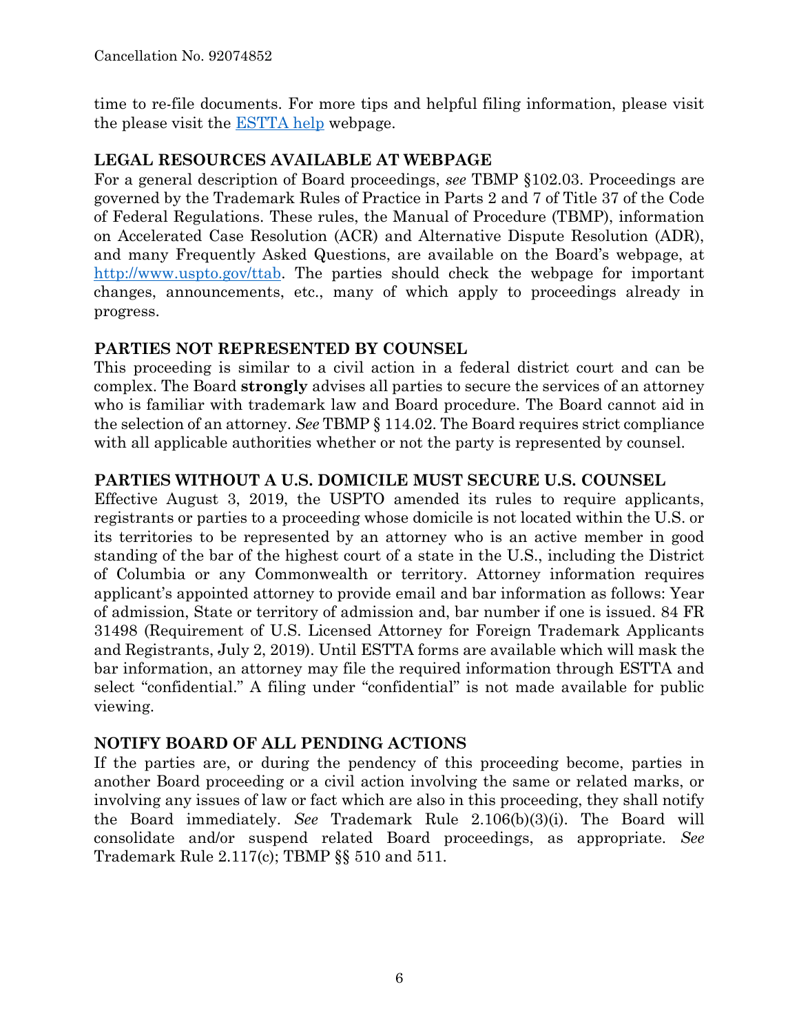time to re-file documents. For more tips and helpful filing information, please visit the please visit the [ESTTA help](#) webpage.

## LEGAL RESOURCES AVAILABLE AT WEBPAGE

For a general description of Board proceedings, *see* TBMP §102.03. Proceedings are governed by the Trademark Rules of Practice in Parts 2 and 7 of Title 37 of the Code of Federal Regulations. These rules, the Manual of Procedure (TBMP), information on Accelerated Case Resolution (ACR) and Alternative Dispute Resolution (ADR), and many Frequently Asked Questions, are available on the Board's webpage, at http://www.uspto.gov/ttab. The parties should check the webpage for important changes, announcements, etc., many of which apply to proceedings already in progress.

## PARTIES NOT REPRESENTED BY COUNSEL

This proceeding is similar to a civil action in a federal district court and can be complex. The Board **strongly** advises all parties to secure the services of an attorney who is familiar with trademark law and Board procedure. The Board cannot aid in the selection of an attorney. *See* TBMP § 114.02. The Board requires strict compliance with all applicable authorities whether or not the party is represented by counsel.

## PARTIES WITHOUT A U.S. DOMICILE MUST SECURE U.S. COUNSEL

Effective August 3, 2019, the USPTO amended its rules to require applicants, registrants or parties to a proceeding whose domicile is not located within the U.S. or its territories to be represented by an attorney who is an active member in good standing of the bar of the highest court of a state in the U.S., including the District of Columbia or any Commonwealth or territory. Attorney information requires applicant's appointed attorney to provide email and bar information as follows: Year of admission, State or territory of admission and, bar number if one is issued. 84 FR 31498 (Requirement of U.S. Licensed Attorney for Foreign Trademark Applicants and Registrants, July 2, 2019). Until ESTTA forms are available which will mask the bar information, an attorney may file the required information through ESTTA and select "confidential." A filing under "confidential" is not made available for public viewing.

## NOTIFY BOARD OF ALL PENDING ACTIONS

If the parties are, or during the pendency of this proceeding become, parties in another Board proceeding or a civil action involving the same or related marks, or involving any issues of law or fact which are also in this proceeding, they shall notify the Board immediately. *See* Trademark Rule 2.106(b)(3)(i). The Board will consolidate and/or suspend related Board proceedings, as appropriate. *See* Trademark Rule 2.117(c); TBMP §§ 510 and 511.